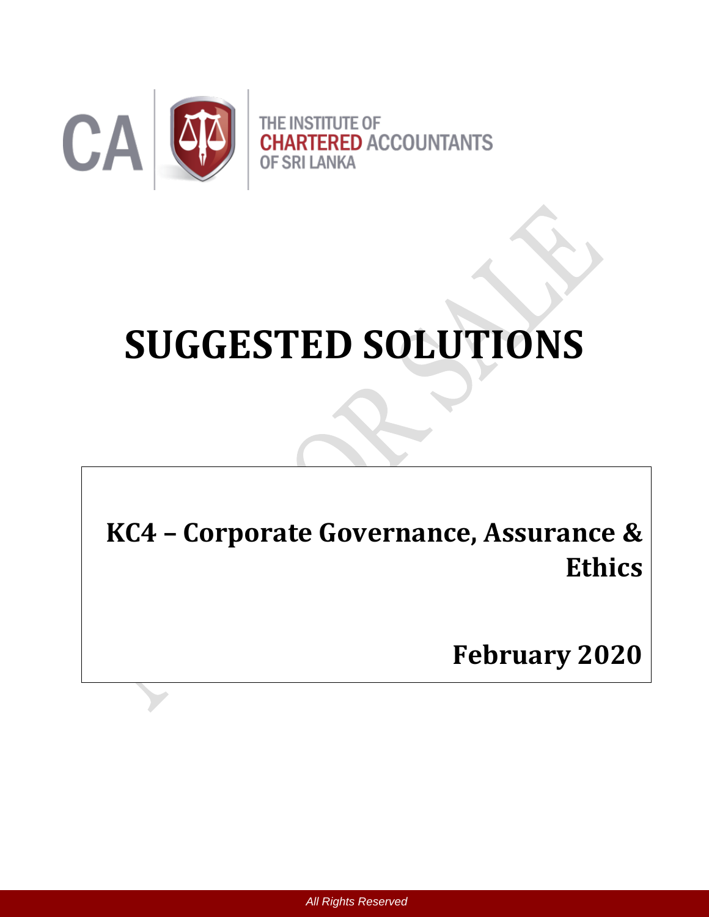THE INSTITUTE OF
CHARTERED ACCOUNTANTS
OF SRI LANKA

# SUGGESTED SOLUTIONS

## KC4 – Corporate Governance, Assurance & Ethics

## February 2020

*All Rights Reserved*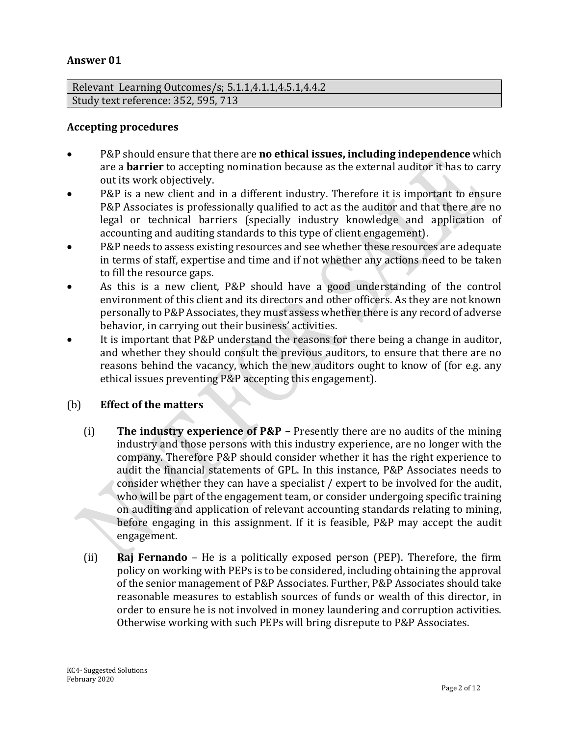## Answer 01

| Relevant Learning Outcomes/s; 5.1.1,4.1.1,4.5.1,4.4.2 |
|---|
| Study text reference: 352, 595, 713 |

### Accepting procedures

- P&P should ensure that there are **no ethical issues, including independence** which are a **barrier** to accepting nomination because as the external auditor it has to carry out its work objectively.
- P&P is a new client and in a different industry. Therefore it is important to ensure P&P Associates is professionally qualified to act as the auditor and that there are no legal or technical barriers (specially industry knowledge and application of accounting and auditing standards to this type of client engagement).
- P&P needs to assess existing resources and see whether these resources are adequate in terms of staff, expertise and time and if not whether any actions need to be taken to fill the resource gaps.
- As this is a new client, P&P should have a good understanding of the control environment of this client and its directors and other officers. As they are not known personally to P&P Associates, they must assess whether there is any record of adverse behavior, in carrying out their business' activities.
- It is important that P&P understand the reasons for there being a change in auditor, and whether they should consult the previous auditors, to ensure that there are no reasons behind the vacancy, which the new auditors ought to know of (for e.g. any ethical issues preventing P&P accepting this engagement).

(b) **Effect of the matters**

(i) **The industry experience of P&P –** Presently there are no audits of the mining industry and those persons with this industry experience, are no longer with the company. Therefore P&P should consider whether it has the right experience to audit the financial statements of GPL. In this instance, P&P Associates needs to consider whether they can have a specialist / expert to be involved for the audit, who will be part of the engagement team, or consider undergoing specific training on auditing and application of relevant accounting standards relating to mining, before engaging in this assignment. If it is feasible, P&P may accept the audit engagement.

(ii) **Raj Fernando** – He is a politically exposed person (PEP). Therefore, the firm policy on working with PEPs is to be considered, including obtaining the approval of the senior management of P&P Associates. Further, P&P Associates should take reasonable measures to establish sources of funds or wealth of this director, in order to ensure he is not involved in money laundering and corruption activities. Otherwise working with such PEPs will bring disrepute to P&P Associates.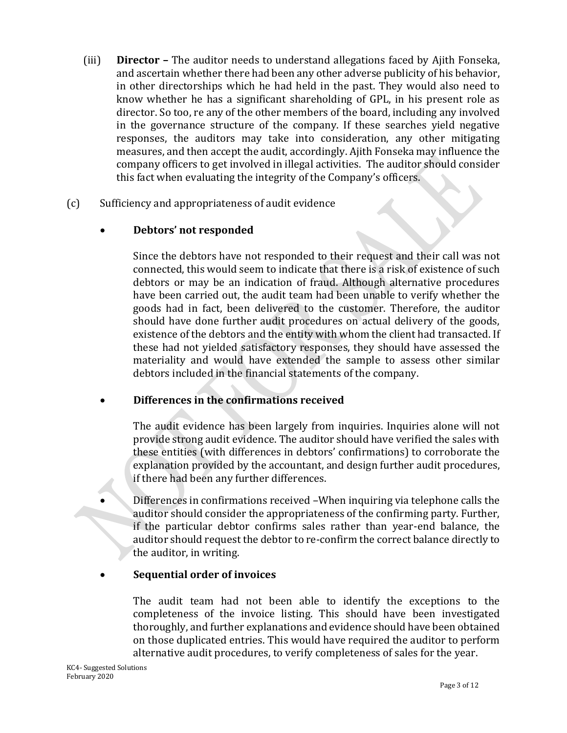(iii) **Director –** The auditor needs to understand allegations faced by Ajith Fonseka, and ascertain whether there had been any other adverse publicity of his behavior, in other directorships which he had held in the past. They would also need to know whether he has a significant shareholding of GPL, in his present role as director. So too, re any of the other members of the board, including any involved in the governance structure of the company. If these searches yield negative responses, the auditors may take into consideration, any other mitigating measures, and then accept the audit, accordingly. Ajith Fonseka may influence the company officers to get involved in illegal activities. The auditor should consider this fact when evaluating the integrity of the Company's officers.

(c) Sufficiency and appropriateness of audit evidence

- **Debtors' not responded**

  Since the debtors have not responded to their request and their call was not connected, this would seem to indicate that there is a risk of existence of such debtors or may be an indication of fraud. Although alternative procedures have been carried out, the audit team had been unable to verify whether the goods had in fact, been delivered to the customer. Therefore, the auditor should have done further audit procedures on actual delivery of the goods, existence of the debtors and the entity with whom the client had transacted. If these had not yielded satisfactory responses, they should have assessed the materiality and would have extended the sample to assess other similar debtors included in the financial statements of the company.

- **Differences in the confirmations received**

  The audit evidence has been largely from inquiries. Inquiries alone will not provide strong audit evidence. The auditor should have verified the sales with these entities (with differences in debtors' confirmations) to corroborate the explanation provided by the accountant, and design further audit procedures, if there had been any further differences.

- Differences in confirmations received –When inquiring via telephone calls the auditor should consider the appropriateness of the confirming party. Further, if the particular debtor confirms sales rather than year-end balance, the auditor should request the debtor to re-confirm the correct balance directly to the auditor, in writing.

- **Sequential order of invoices**

  The audit team had not been able to identify the exceptions to the completeness of the invoice listing. This should have been investigated thoroughly, and further explanations and evidence should have been obtained on those duplicated entries. This would have required the auditor to perform alternative audit procedures, to verify completeness of sales for the year.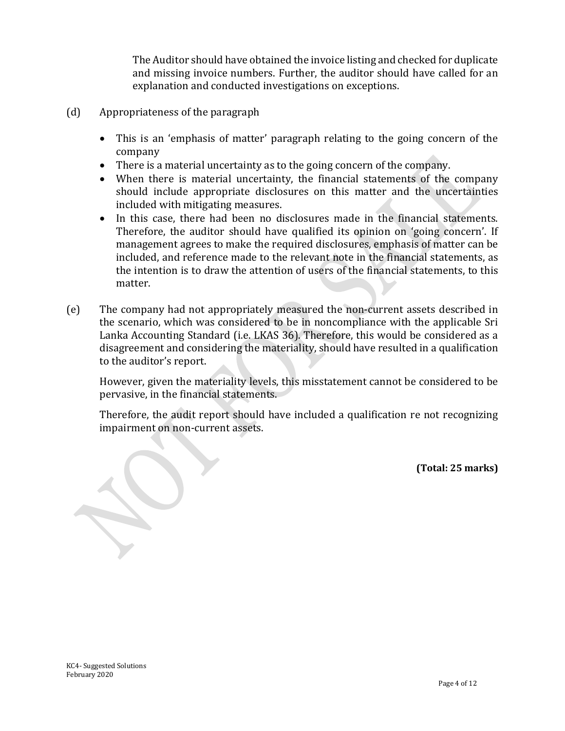The Auditor should have obtained the invoice listing and checked for duplicate and missing invoice numbers. Further, the auditor should have called for an explanation and conducted investigations on exceptions.

(d) Appropriateness of the paragraph

- This is an 'emphasis of matter' paragraph relating to the going concern of the company
- There is a material uncertainty as to the going concern of the company.
- When there is material uncertainty, the financial statements of the company should include appropriate disclosures on this matter and the uncertainties included with mitigating measures.
- In this case, there had been no disclosures made in the financial statements. Therefore, the auditor should have qualified its opinion on 'going concern'. If management agrees to make the required disclosures, emphasis of matter can be included, and reference made to the relevant note in the financial statements, as the intention is to draw the attention of users of the financial statements, to this matter.

(e) The company had not appropriately measured the non-current assets described in the scenario, which was considered to be in noncompliance with the applicable Sri Lanka Accounting Standard (i.e. LKAS 36). Therefore, this would be considered as a disagreement and considering the materiality, should have resulted in a qualification to the auditor's report.

However, given the materiality levels, this misstatement cannot be considered to be pervasive, in the financial statements.

Therefore, the audit report should have included a qualification re not recognizing impairment on non-current assets.

**(Total: 25 marks)**

KC4- Suggested Solutions
February 2020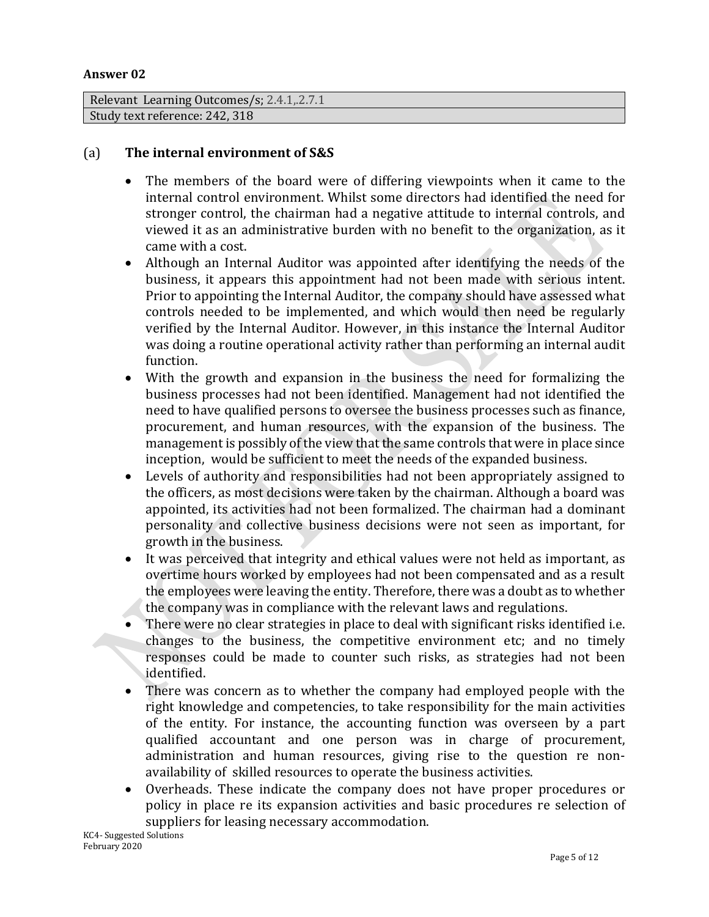**Answer 02**

| Relevant Learning Outcomes/s; 2.4.1,.2.7.1 |
|---|
| Study text reference: 242, 318 |

(a) **The internal environment of S&S**

- The members of the board were of differing viewpoints when it came to the internal control environment. Whilst some directors had identified the need for stronger control, the chairman had a negative attitude to internal controls, and viewed it as an administrative burden with no benefit to the organization, as it came with a cost.
- Although an Internal Auditor was appointed after identifying the needs of the business, it appears this appointment had not been made with serious intent. Prior to appointing the Internal Auditor, the company should have assessed what controls needed to be implemented, and which would then need be regularly verified by the Internal Auditor. However, in this instance the Internal Auditor was doing a routine operational activity rather than performing an internal audit function.
- With the growth and expansion in the business the need for formalizing the business processes had not been identified. Management had not identified the need to have qualified persons to oversee the business processes such as finance, procurement, and human resources, with the expansion of the business. The management is possibly of the view that the same controls that were in place since inception, would be sufficient to meet the needs of the expanded business.
- Levels of authority and responsibilities had not been appropriately assigned to the officers, as most decisions were taken by the chairman. Although a board was appointed, its activities had not been formalized. The chairman had a dominant personality and collective business decisions were not seen as important, for growth in the business.
- It was perceived that integrity and ethical values were not held as important, as overtime hours worked by employees had not been compensated and as a result the employees were leaving the entity. Therefore, there was a doubt as to whether the company was in compliance with the relevant laws and regulations.
- There were no clear strategies in place to deal with significant risks identified i.e. changes to the business, the competitive environment etc; and no timely responses could be made to counter such risks, as strategies had not been identified.
- There was concern as to whether the company had employed people with the right knowledge and competencies, to take responsibility for the main activities of the entity. For instance, the accounting function was overseen by a part qualified accountant and one person was in charge of procurement, administration and human resources, giving rise to the question re non-availability of skilled resources to operate the business activities.
- Overheads. These indicate the company does not have proper procedures or policy in place re its expansion activities and basic procedures re selection of suppliers for leasing necessary accommodation.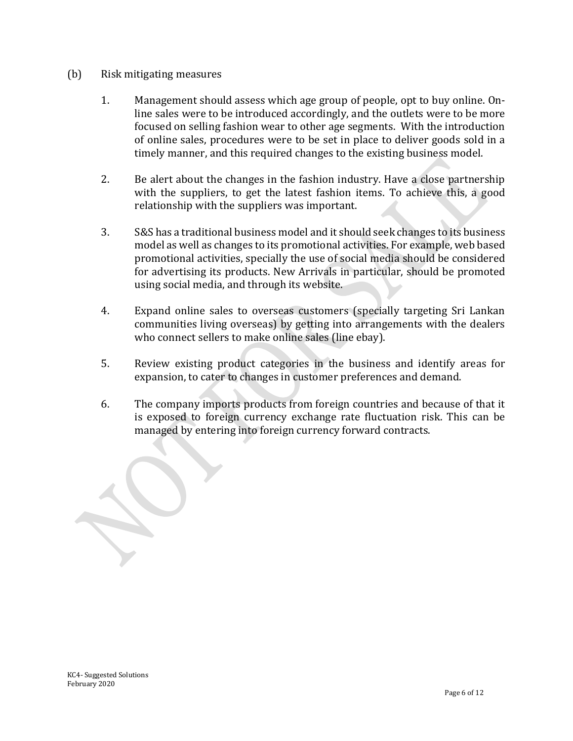(b) Risk mitigating measures

1. Management should assess which age group of people, opt to buy online. On-line sales were to be introduced accordingly, and the outlets were to be more focused on selling fashion wear to other age segments. With the introduction of online sales, procedures were to be set in place to deliver goods sold in a timely manner, and this required changes to the existing business model.

2. Be alert about the changes in the fashion industry. Have a close partnership with the suppliers, to get the latest fashion items. To achieve this, a good relationship with the suppliers was important.

3. S&S has a traditional business model and it should seek changes to its business model as well as changes to its promotional activities. For example, web based promotional activities, specially the use of social media should be considered for advertising its products. New Arrivals in particular, should be promoted using social media, and through its website.

4. Expand online sales to overseas customers (specially targeting Sri Lankan communities living overseas) by getting into arrangements with the dealers who connect sellers to make online sales (line ebay).

5. Review existing product categories in the business and identify areas for expansion, to cater to changes in customer preferences and demand.

6. The company imports products from foreign countries and because of that it is exposed to foreign currency exchange rate fluctuation risk. This can be managed by entering into foreign currency forward contracts.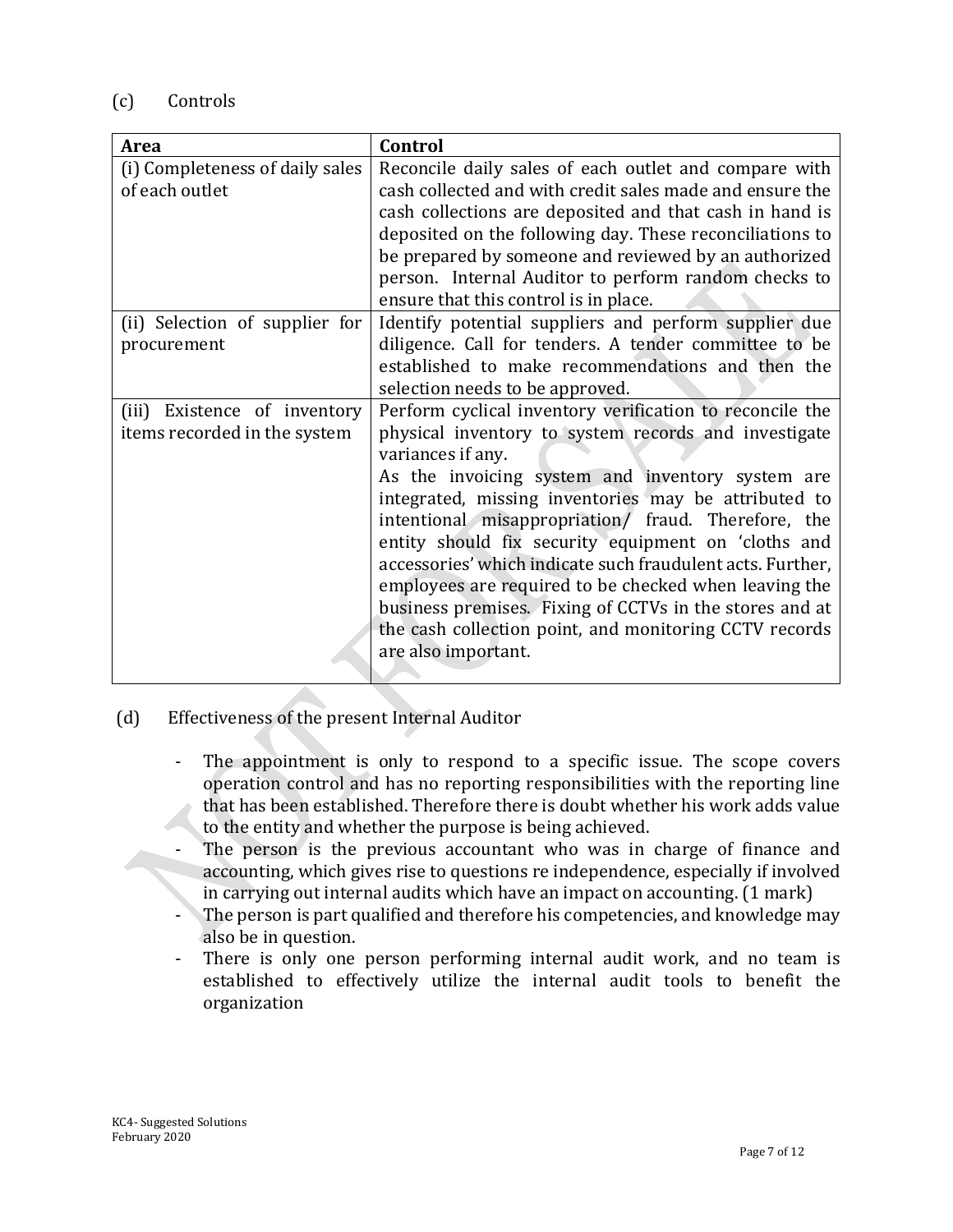(c) Controls

| Area | Control |
| --- | --- |
| (i) Completeness of daily sales of each outlet | Reconcile daily sales of each outlet and compare with cash collected and with credit sales made and ensure the cash collections are deposited and that cash in hand is deposited on the following day. These reconciliations to be prepared by someone and reviewed by an authorized person. Internal Auditor to perform random checks to ensure that this control is in place. |
| (ii) Selection of supplier for procurement | Identify potential suppliers and perform supplier due diligence. Call for tenders. A tender committee to be established to make recommendations and then the selection needs to be approved. |
| (iii) Existence of inventory items recorded in the system | Perform cyclical inventory verification to reconcile the physical inventory to system records and investigate variances if any.<br>As the invoicing system and inventory system are integrated, missing inventories may be attributed to intentional misappropriation/ fraud. Therefore, the entity should fix security equipment on 'cloths and accessories' which indicate such fraudulent acts. Further, employees are required to be checked when leaving the business premises. Fixing of CCTVs in the stores and at the cash collection point, and monitoring CCTV records are also important. |

(d) Effectiveness of the present Internal Auditor

- The appointment is only to respond to a specific issue. The scope covers operation control and has no reporting responsibilities with the reporting line that has been established. Therefore there is doubt whether his work adds value to the entity and whether the purpose is being achieved.
- The person is the previous accountant who was in charge of finance and accounting, which gives rise to questions re independence, especially if involved in carrying out internal audits which have an impact on accounting. (1 mark)
- The person is part qualified and therefore his competencies, and knowledge may also be in question.
- There is only one person performing internal audit work, and no team is established to effectively utilize the internal audit tools to benefit the organization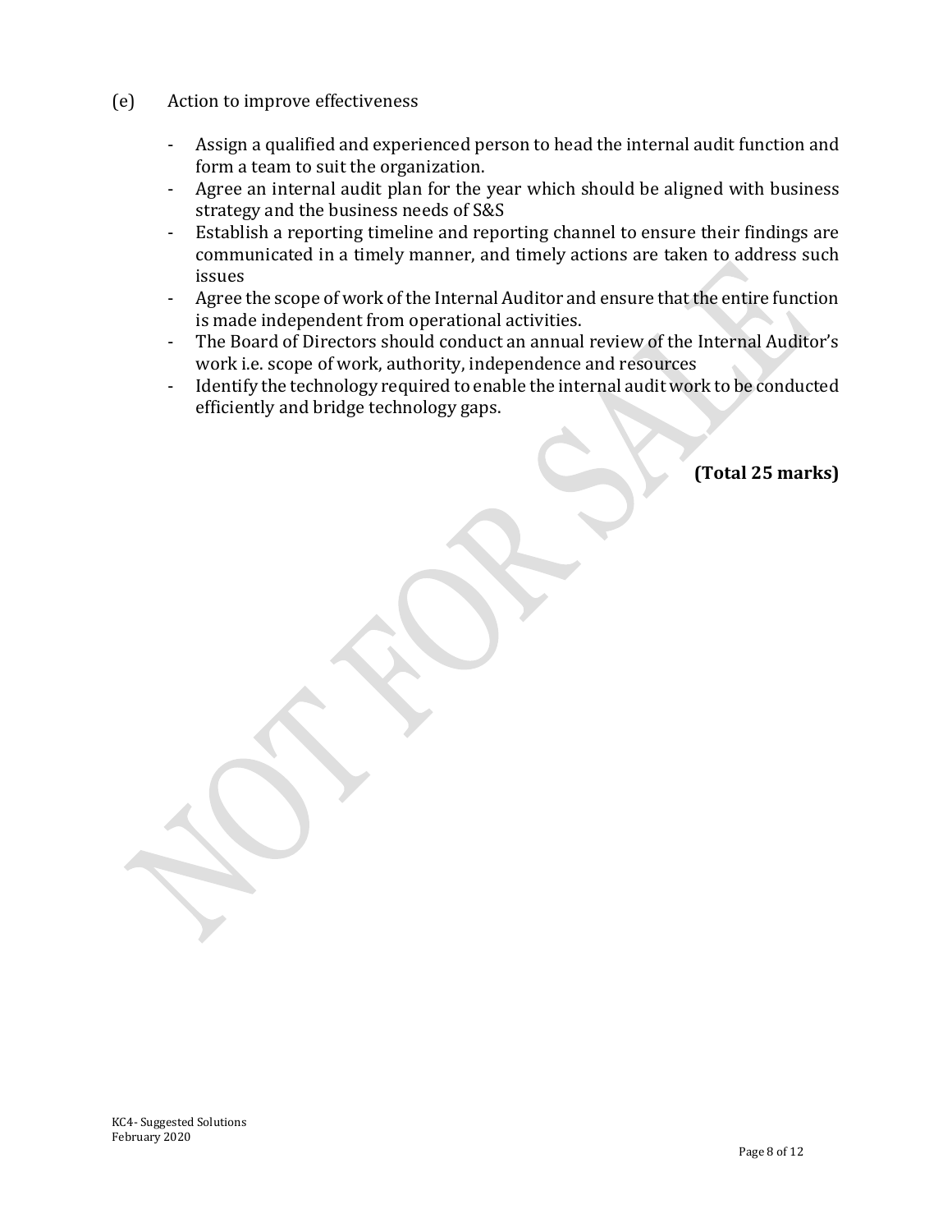(e) Action to improve effectiveness

- Assign a qualified and experienced person to head the internal audit function and form a team to suit the organization.
- Agree an internal audit plan for the year which should be aligned with business strategy and the business needs of S&S
- Establish a reporting timeline and reporting channel to ensure their findings are communicated in a timely manner, and timely actions are taken to address such issues
- Agree the scope of work of the Internal Auditor and ensure that the entire function is made independent from operational activities.
- The Board of Directors should conduct an annual review of the Internal Auditor's work i.e. scope of work, authority, independence and resources
- Identify the technology required to enable the internal audit work to be conducted efficiently and bridge technology gaps.

**(Total 25 marks)**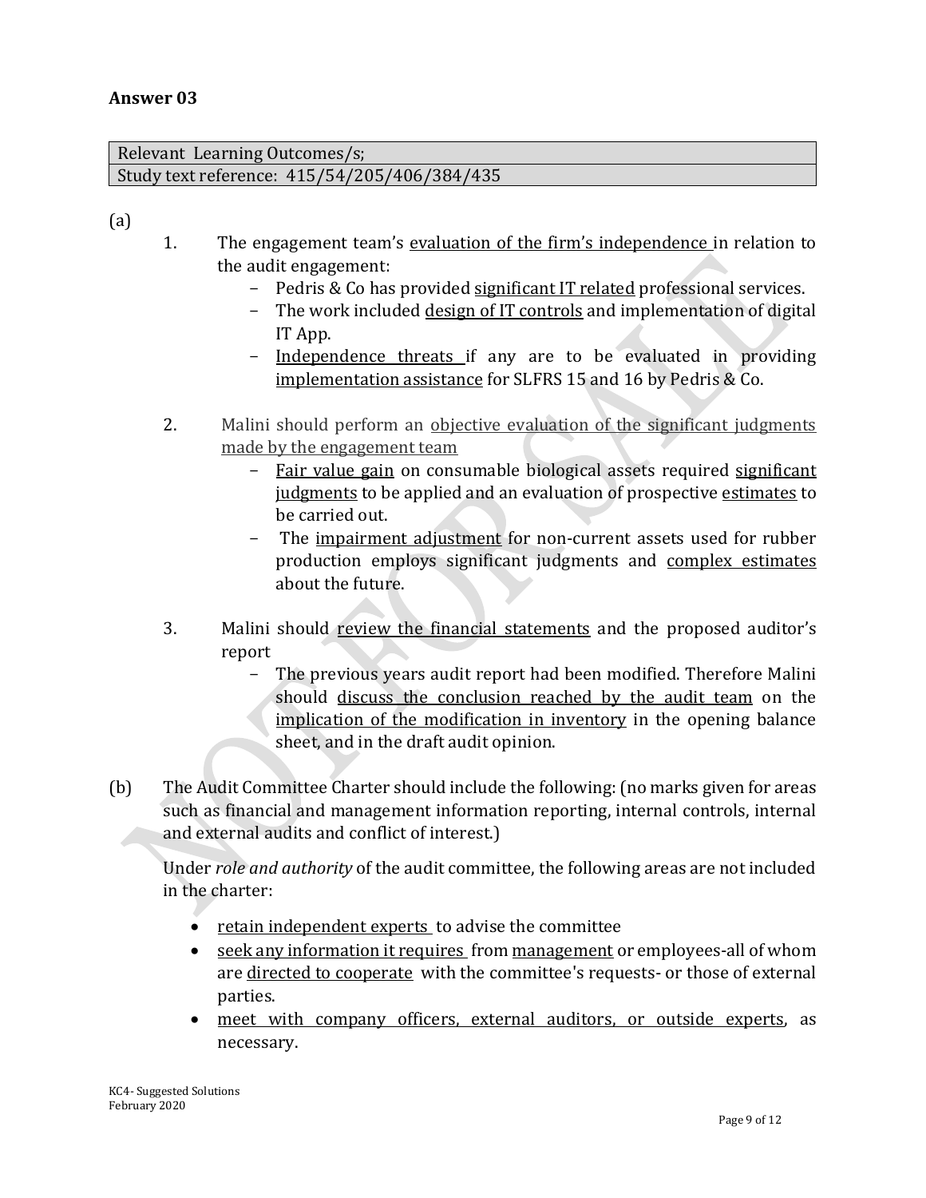## Answer 03

| Relevant Learning Outcomes/s; |
|---|
| Study text reference: 415/54/205/406/384/435 |

(a)

1. The engagement team's <u>evaluation of the firm's independence</u> in relation to the audit engagement:
   - Pedris & Co has provided <u>significant IT related</u> professional services.
   - The work included <u>design of IT controls</u> and implementation of digital IT App.
   - <u>Independence threats</u> if any are to be evaluated in providing <u>implementation assistance</u> for SLFRS 15 and 16 by Pedris & Co.

2. Malini should perform an <u>objective evaluation of the significant judgments made by the engagement team</u>
   - <u>Fair value gain</u> on consumable biological assets required <u>significant judgments</u> to be applied and an evaluation of prospective <u>estimates</u> to be carried out.
   - The <u>impairment adjustment</u> for non-current assets used for rubber production employs significant judgments and <u>complex estimates</u> about the future.

3. Malini should <u>review the financial statements</u> and the proposed auditor's report
   - The previous years audit report had been modified. Therefore Malini should <u>discuss the conclusion reached by the audit team</u> on the <u>implication of the modification in inventory</u> in the opening balance sheet, and in the draft audit opinion.

(b) The Audit Committee Charter should include the following: (no marks given for areas such as financial and management information reporting, internal controls, internal and external audits and conflict of interest.)

Under *role and authority* of the audit committee, the following areas are not included in the charter:

- <u>retain independent experts</u> to advise the committee
- <u>seek any information it requires</u> from <u>management</u> or employees-all of whom are <u>directed to cooperate</u> with the committee's requests- or those of external parties.
- <u>meet with company officers, external auditors, or outside experts</u>, as necessary.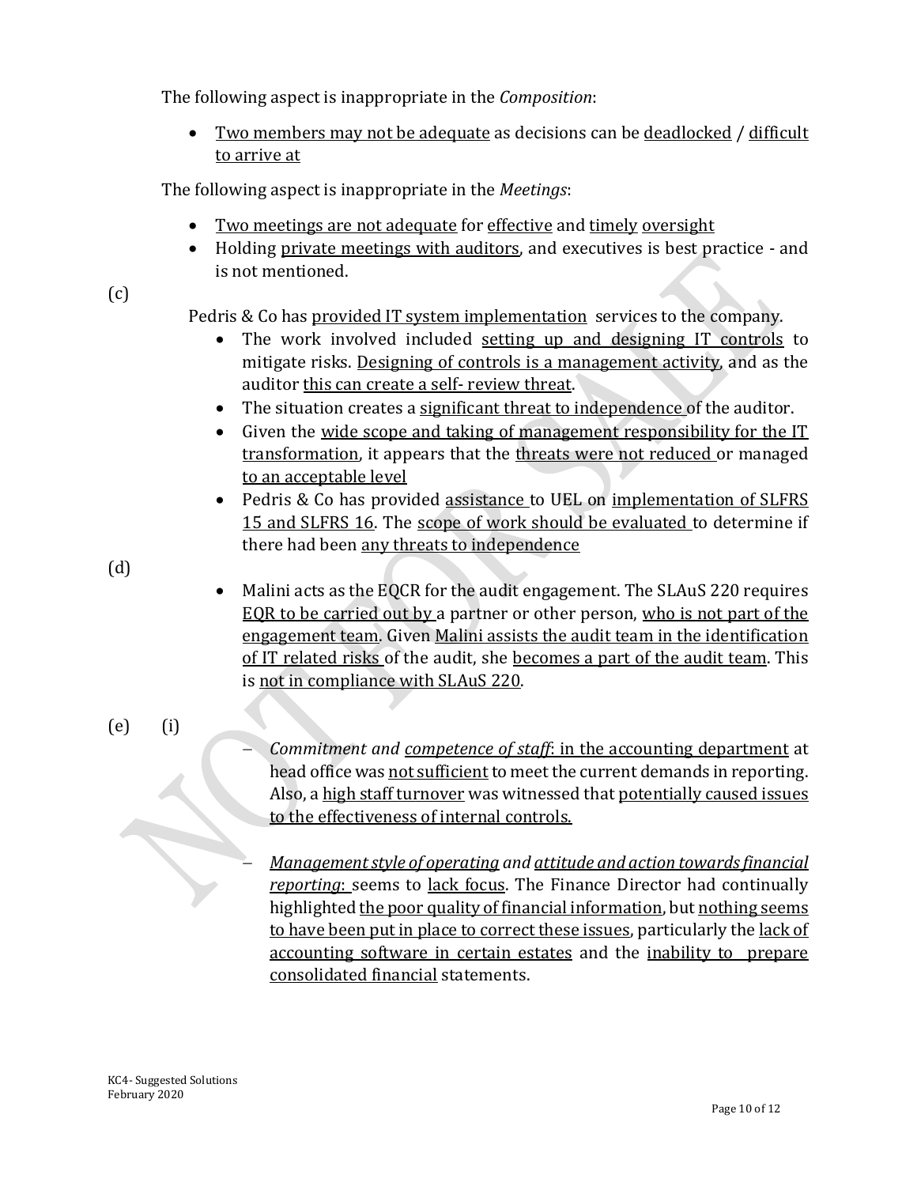The following aspect is inappropriate in the *Composition*:

- Two members may not be adequate as decisions can be deadlocked / difficult to arrive at

The following aspect is inappropriate in the *Meetings*:

- Two meetings are not adequate for effective and timely oversight
- Holding private meetings with auditors, and executives is best practice - and is not mentioned.

(c)

Pedris & Co has provided IT system implementation services to the company.

- The work involved included setting up and designing IT controls to mitigate risks. Designing of controls is a management activity, and as the auditor this can create a self- review threat.
- The situation creates a significant threat to independence of the auditor.
- Given the wide scope and taking of management responsibility for the IT transformation, it appears that the threats were not reduced or managed to an acceptable level
- Pedris & Co has provided assistance to UEL on implementation of SLFRS 15 and SLFRS 16. The scope of work should be evaluated to determine if there had been any threats to independence

(d)

- Malini acts as the EQCR for the audit engagement. The SLAuS 220 requires EQR to be carried out by a partner or other person, who is not part of the engagement team. Given Malini assists the audit team in the identification of IT related risks of the audit, she becomes a part of the audit team. This is not in compliance with SLAuS 220.

(e) (i)

- *Commitment and competence of staff*: in the accounting department at head office was not sufficient to meet the current demands in reporting. Also, a high staff turnover was witnessed that potentially caused issues to the effectiveness of internal controls.

- *Management style of operating and attitude and action towards financial reporting*: seems to lack focus. The Finance Director had continually highlighted the poor quality of financial information, but nothing seems to have been put in place to correct these issues, particularly the lack of accounting software in certain estates and the inability to prepare consolidated financial statements.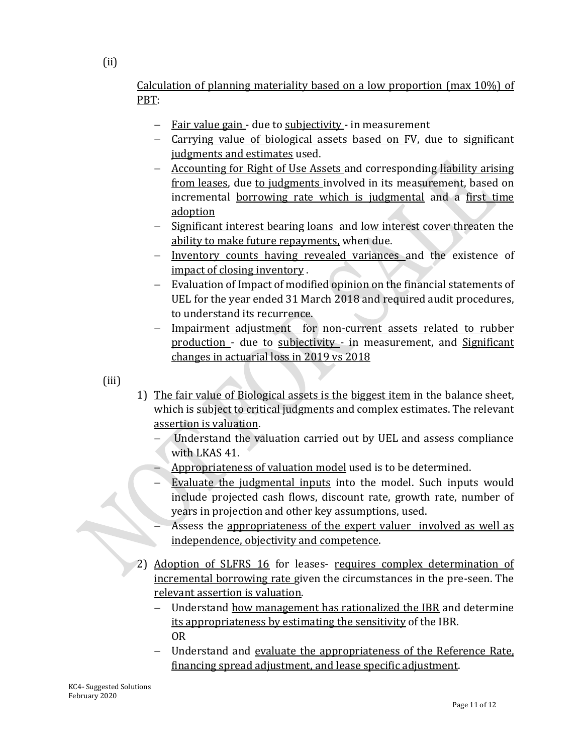(ii)

Calculation of planning materiality based on a low proportion (max 10%) of PBT:

- Fair value gain - due to subjectivity - in measurement
- Carrying value of biological assets based on FV, due to significant judgments and estimates used.
- Accounting for Right of Use Assets and corresponding liability arising from leases, due to judgments involved in its measurement, based on incremental borrowing rate which is judgmental and a first time adoption
- Significant interest bearing loans and low interest cover threaten the ability to make future repayments, when due.
- Inventory counts having revealed variances and the existence of impact of closing inventory .
- Evaluation of Impact of modified opinion on the financial statements of UEL for the year ended 31 March 2018 and required audit procedures, to understand its recurrence.
- Impairment adjustment for non-current assets related to rubber production - due to subjectivity - in measurement, and Significant changes in actuarial loss in 2019 vs 2018

(iii)

1) The fair value of Biological assets is the biggest item in the balance sheet, which is subject to critical judgments and complex estimates. The relevant assertion is valuation.
   - Understand the valuation carried out by UEL and assess compliance with LKAS 41.
   - Appropriateness of valuation model used is to be determined.
   - Evaluate the judgmental inputs into the model. Such inputs would include projected cash flows, discount rate, growth rate, number of years in projection and other key assumptions, used.
   - Assess the appropriateness of the expert valuer involved as well as independence, objectivity and competence.

2) Adoption of SLFRS 16 for leases- requires complex determination of incremental borrowing rate given the circumstances in the pre-seen. The relevant assertion is valuation.
   - Understand how management has rationalized the IBR and determine its appropriateness by estimating the sensitivity of the IBR.  
     OR
   - Understand and evaluate the appropriateness of the Reference Rate, financing spread adjustment, and lease specific adjustment.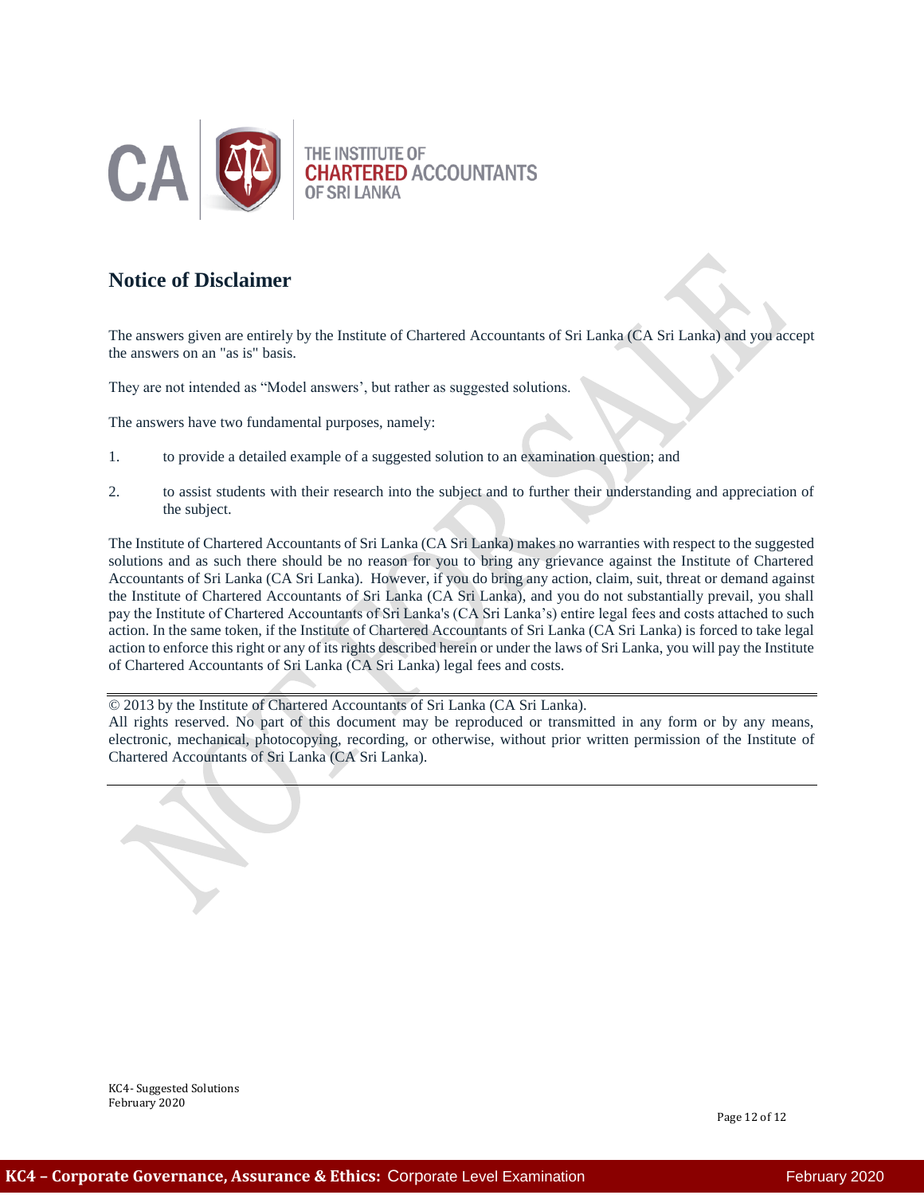THE INSTITUTE OF CHARTERED ACCOUNTANTS OF SRI LANKA

## Notice of Disclaimer

The answers given are entirely by the Institute of Chartered Accountants of Sri Lanka (CA Sri Lanka) and you accept the answers on an "as is" basis.

They are not intended as "Model answers', but rather as suggested solutions.

The answers have two fundamental purposes, namely:

1. to provide a detailed example of a suggested solution to an examination question; and
2. to assist students with their research into the subject and to further their understanding and appreciation of the subject.

The Institute of Chartered Accountants of Sri Lanka (CA Sri Lanka) makes no warranties with respect to the suggested solutions and as such there should be no reason for you to bring any grievance against the Institute of Chartered Accountants of Sri Lanka (CA Sri Lanka). However, if you do bring any action, claim, suit, threat or demand against the Institute of Chartered Accountants of Sri Lanka (CA Sri Lanka), and you do not substantially prevail, you shall pay the Institute of Chartered Accountants of Sri Lanka's (CA Sri Lanka's) entire legal fees and costs attached to such action. In the same token, if the Institute of Chartered Accountants of Sri Lanka (CA Sri Lanka) is forced to take legal action to enforce this right or any of its rights described herein or under the laws of Sri Lanka, you will pay the Institute of Chartered Accountants of Sri Lanka (CA Sri Lanka) legal fees and costs.

---

© 2013 by the Institute of Chartered Accountants of Sri Lanka (CA Sri Lanka).
All rights reserved. No part of this document may be reproduced or transmitted in any form or by any means, electronic, mechanical, photocopying, recording, or otherwise, without prior written permission of the Institute of Chartered Accountants of Sri Lanka (CA Sri Lanka).

---